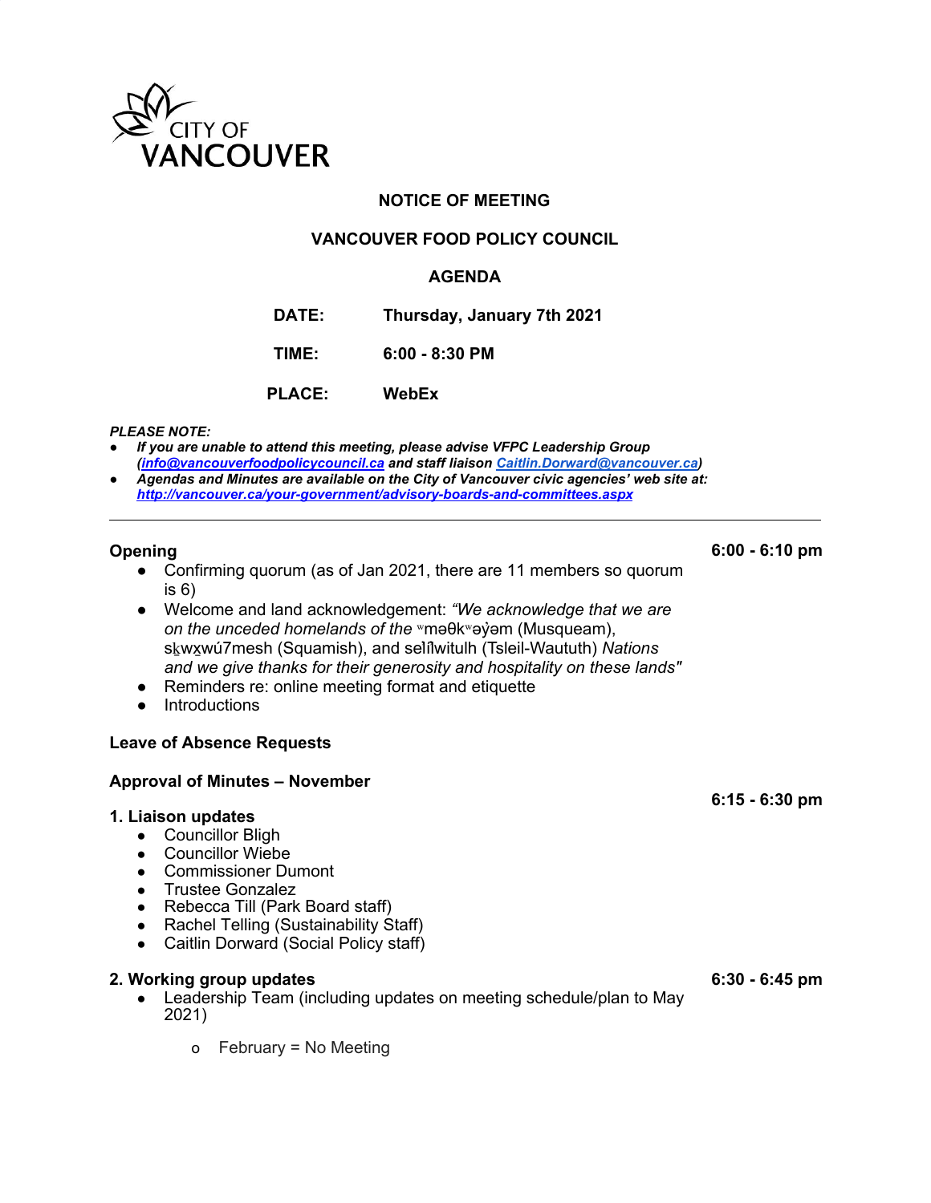CITY OF VANCOUVER

**NOTICE OF MEETING**

**VANCOUVER FOOD POLICY COUNCIL**

**AGENDA**

**DATE:** **Thursday, January 7th 2021**

**TIME:** **6:00 - 8:30 PM**

**PLACE:** **WebEx**

***PLEASE NOTE:***

- ***If you are unable to attend this meeting, please advise VFPC Leadership Group (info@vancouverfoodpolicycouncil.ca and staff liaison Caitlin.Dorward@vancouver.ca)***
- ***Agendas and Minutes are available on the City of Vancouver civic agencies' web site at: http://vancouver.ca/your-government/advisory-boards-and-committees.aspx***

---

**Opening** **6:00 - 6:10 pm**

- Confirming quorum (as of Jan 2021, there are 11 members so quorum is 6)
- Welcome and land acknowledgement: *"We acknowledge that we are on the unceded homelands of the* ʷməθkʷəy̓əm (Musqueam), sḵwx̱wú7mesh (Squamish), and səl̓ílwitulh (Tsleil-Waututh) *Nations and we give thanks for their generosity and hospitality on these lands"*
- Reminders re: online meeting format and etiquette
- Introductions

**Leave of Absence Requests**

**Approval of Minutes – November**

**1. Liaison updates** **6:15 - 6:30 pm**

- Councillor Bligh
- Councillor Wiebe
- Commissioner Dumont
- Trustee Gonzalez
- Rebecca Till (Park Board staff)
- Rachel Telling (Sustainability Staff)
- Caitlin Dorward (Social Policy staff)

**2. Working group updates** **6:30 - 6:45 pm**

- Leadership Team (including updates on meeting schedule/plan to May 2021)
  - o February = No Meeting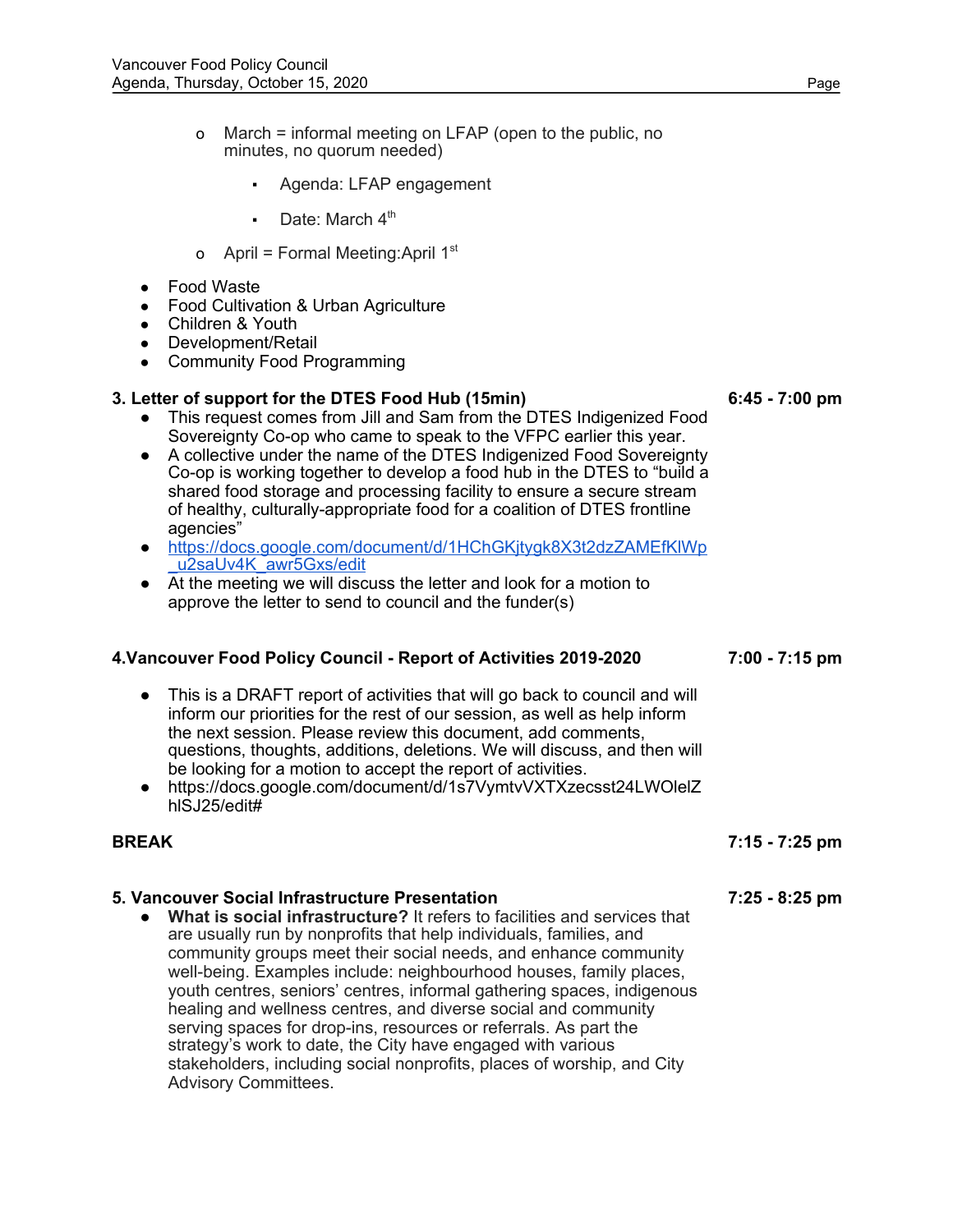- March = informal meeting on LFAP (open to the public, no minutes, no quorum needed)
        - Agenda: LFAP engagement
        - Date: March 4th
    - April = Formal Meeting:April 1st

- Food Waste
- Food Cultivation & Urban Agriculture
- Children & Youth
- Development/Retail
- Community Food Programming

**3. Letter of support for the DTES Food Hub (15min)** **6:45 - 7:00 pm**

- This request comes from Jill and Sam from the DTES Indigenized Food Sovereignty Co-op who came to speak to the VFPC earlier this year.
- A collective under the name of the DTES Indigenized Food Sovereignty Co-op is working together to develop a food hub in the DTES to "build a shared food storage and processing facility to ensure a secure stream of healthy, culturally-appropriate food for a coalition of DTES frontline agencies"
- https://docs.google.com/document/d/1HChGKjtygk8X3t2dzZAMEfKlWp_u2saUv4K_awr5Gxs/edit
- At the meeting we will discuss the letter and look for a motion to approve the letter to send to council and the funder(s)

**4.Vancouver Food Policy Council - Report of Activities 2019-2020** **7:00 - 7:15 pm**

- This is a DRAFT report of activities that will go back to council and will inform our priorities for the rest of our session, as well as help inform the next session. Please review this document, add comments, questions, thoughts, additions, deletions. We will discuss, and then will be looking for a motion to accept the report of activities.
- https://docs.google.com/document/d/1s7VymtvVXTXzecsst24LWOlelZhlSJ25/edit#

**BREAK** **7:15 - 7:25 pm**

**5. Vancouver Social Infrastructure Presentation** **7:25 - 8:25 pm**

- **What is social infrastructure?** It refers to facilities and services that are usually run by nonprofits that help individuals, families, and community groups meet their social needs, and enhance community well-being. Examples include: neighbourhood houses, family places, youth centres, seniors' centres, informal gathering spaces, indigenous healing and wellness centres, and diverse social and community serving spaces for drop-ins, resources or referrals. As part the strategy's work to date, the City have engaged with various stakeholders, including social nonprofits, places of worship, and City Advisory Committees.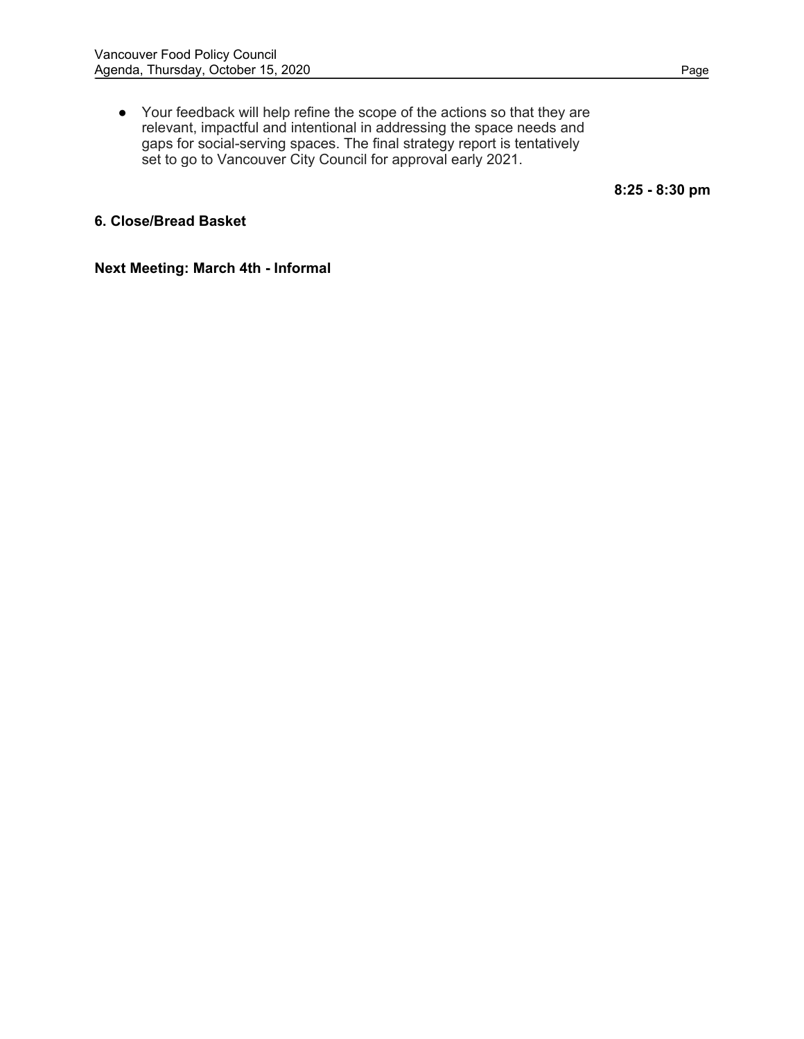- Your feedback will help refine the scope of the actions so that they are relevant, impactful and intentional in addressing the space needs and gaps for social-serving spaces. The final strategy report is tentatively set to go to Vancouver City Council for approval early 2021.

**8:25 - 8:30 pm**

**6. Close/Bread Basket**

**Next Meeting: March 4th - Informal**